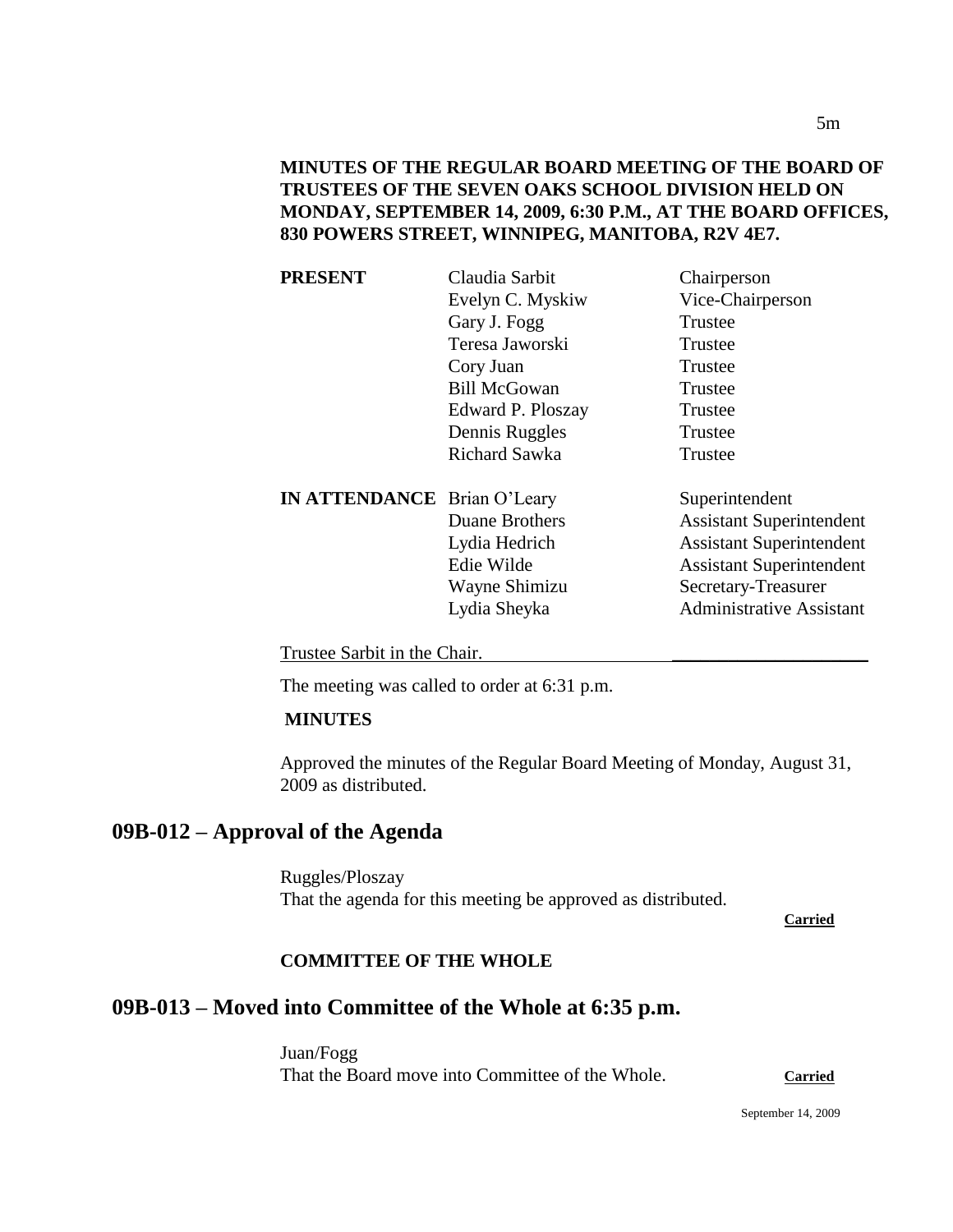**MINUTES OF THE REGULAR BOARD MEETING OF THE BOARD OF TRUSTEES OF THE SEVEN OAKS SCHOOL DIVISION HELD ON MONDAY, SEPTEMBER 14, 2009, 6:30 P.M., AT THE BOARD OFFICES, 830 POWERS STREET, WINNIPEG, MANITOBA, R2V 4E7.**

| | | |
|---|---|---|
| **PRESENT** | Claudia Sarbit | Chairperson |
| | Evelyn C. Myskiw | Vice-Chairperson |
| | Gary J. Fogg | Trustee |
| | Teresa Jaworski | Trustee |
| | Cory Juan | Trustee |
| | Bill McGowan | Trustee |
| | Edward P. Ploszay | Trustee |
| | Dennis Ruggles | Trustee |
| | Richard Sawka | Trustee |
| **IN ATTENDANCE** | Brian O'Leary | Superintendent |
| | Duane Brothers | Assistant Superintendent |
| | Lydia Hedrich | Assistant Superintendent |
| | Edie Wilde | Assistant Superintendent |
| | Wayne Shimizu | Secretary-Treasurer |
| | Lydia Sheyka | Administrative Assistant |

Trustee Sarbit in the Chair.

The meeting was called to order at 6:31 p.m.

**MINUTES**

Approved the minutes of the Regular Board Meeting of Monday, August 31, 2009 as distributed.

## 09B-012 – Approval of the Agenda

Ruggles/Ploszay
That the agenda for this meeting be approved as distributed.

**Carried**

**COMMITTEE OF THE WHOLE**

## 09B-013 – Moved into Committee of the Whole at 6:35 p.m.

Juan/Fogg
That the Board move into Committee of the Whole. **Carried**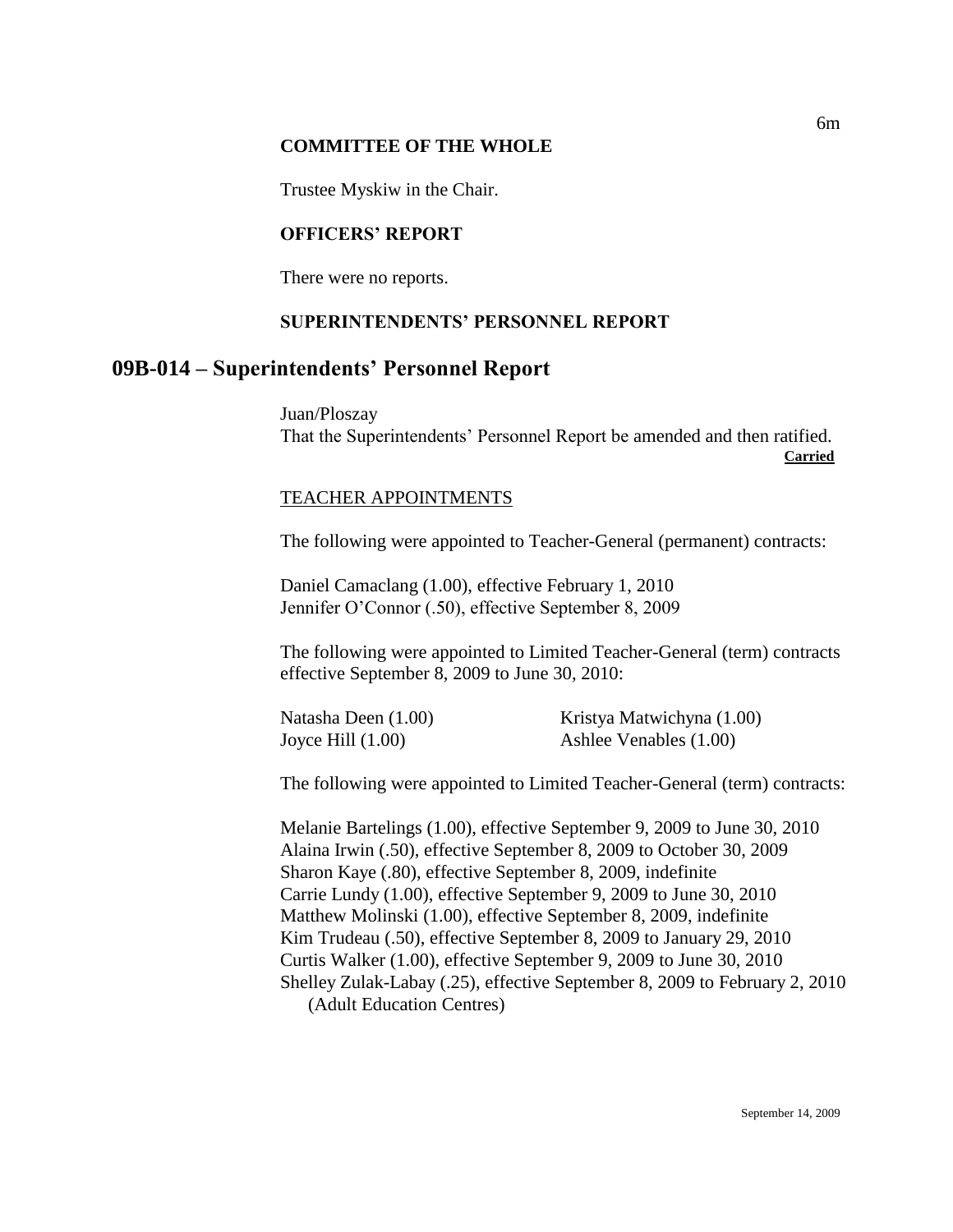**COMMITTEE OF THE WHOLE**

Trustee Myskiw in the Chair.

**OFFICERS' REPORT**

There were no reports.

**SUPERINTENDENTS' PERSONNEL REPORT**

## 09B-014 – Superintendents' Personnel Report

Juan/Ploszay
That the Superintendents' Personnel Report be amended and then ratified.
**Carried**

TEACHER APPOINTMENTS

The following were appointed to Teacher-General (permanent) contracts:

Daniel Camaclang (1.00), effective February 1, 2010
Jennifer O'Connor (.50), effective September 8, 2009

The following were appointed to Limited Teacher-General (term) contracts effective September 8, 2009 to June 30, 2010:

| | |
|---|---|
| Natasha Deen (1.00) | Kristya Matwichyna (1.00) |
| Joyce Hill (1.00) | Ashlee Venables (1.00) |

The following were appointed to Limited Teacher-General (term) contracts:

Melanie Bartelings (1.00), effective September 9, 2009 to June 30, 2010
Alaina Irwin (.50), effective September 8, 2009 to October 30, 2009
Sharon Kaye (.80), effective September 8, 2009, indefinite
Carrie Lundy (1.00), effective September 9, 2009 to June 30, 2010
Matthew Molinski (1.00), effective September 8, 2009, indefinite
Kim Trudeau (.50), effective September 8, 2009 to January 29, 2010
Curtis Walker (1.00), effective September 9, 2009 to June 30, 2010
Shelley Zulak-Labay (.25), effective September 8, 2009 to February 2, 2010
(Adult Education Centres)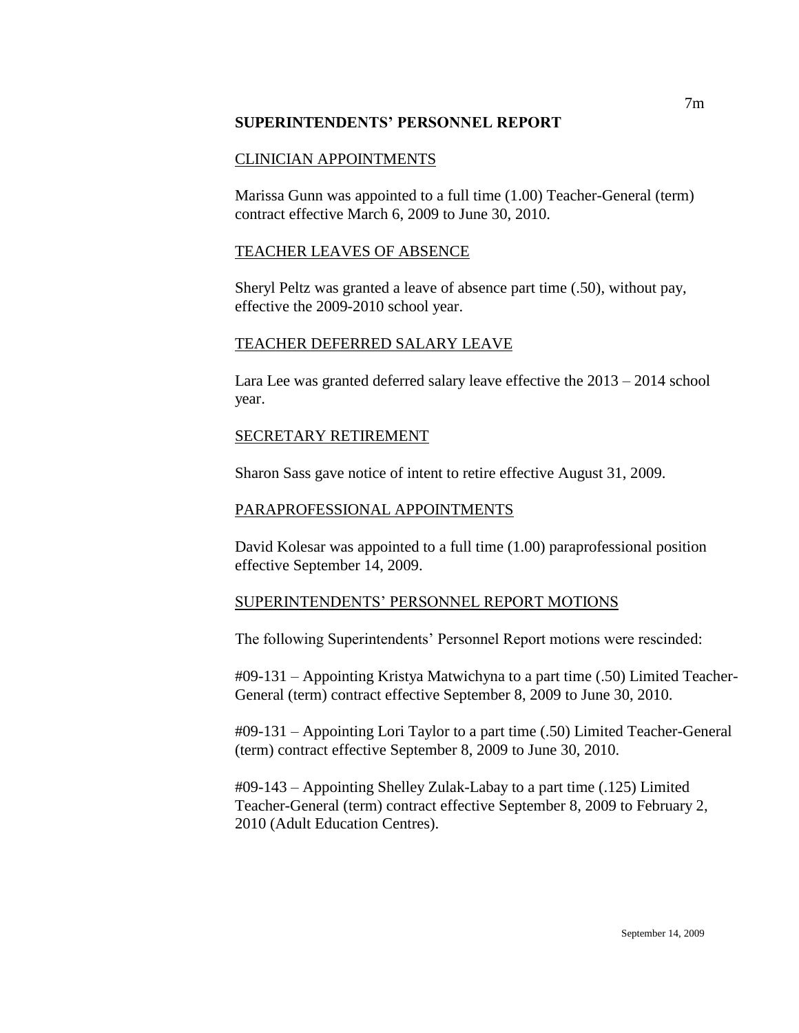## SUPERINTENDENTS' PERSONNEL REPORT

CLINICIAN APPOINTMENTS

Marissa Gunn was appointed to a full time (1.00) Teacher-General (term) contract effective March 6, 2009 to June 30, 2010.

TEACHER LEAVES OF ABSENCE

Sheryl Peltz was granted a leave of absence part time (.50), without pay, effective the 2009-2010 school year.

TEACHER DEFERRED SALARY LEAVE

Lara Lee was granted deferred salary leave effective the 2013 – 2014 school year.

SECRETARY RETIREMENT

Sharon Sass gave notice of intent to retire effective August 31, 2009.

PARAPROFESSIONAL APPOINTMENTS

David Kolesar was appointed to a full time (1.00) paraprofessional position effective September 14, 2009.

SUPERINTENDENTS' PERSONNEL REPORT MOTIONS

The following Superintendents' Personnel Report motions were rescinded:

#09-131 – Appointing Kristya Matwichyna to a part time (.50) Limited Teacher-General (term) contract effective September 8, 2009 to June 30, 2010.

#09-131 – Appointing Lori Taylor to a part time (.50) Limited Teacher-General (term) contract effective September 8, 2009 to June 30, 2010.

#09-143 – Appointing Shelley Zulak-Labay to a part time (.125) Limited Teacher-General (term) contract effective September 8, 2009 to February 2, 2010 (Adult Education Centres).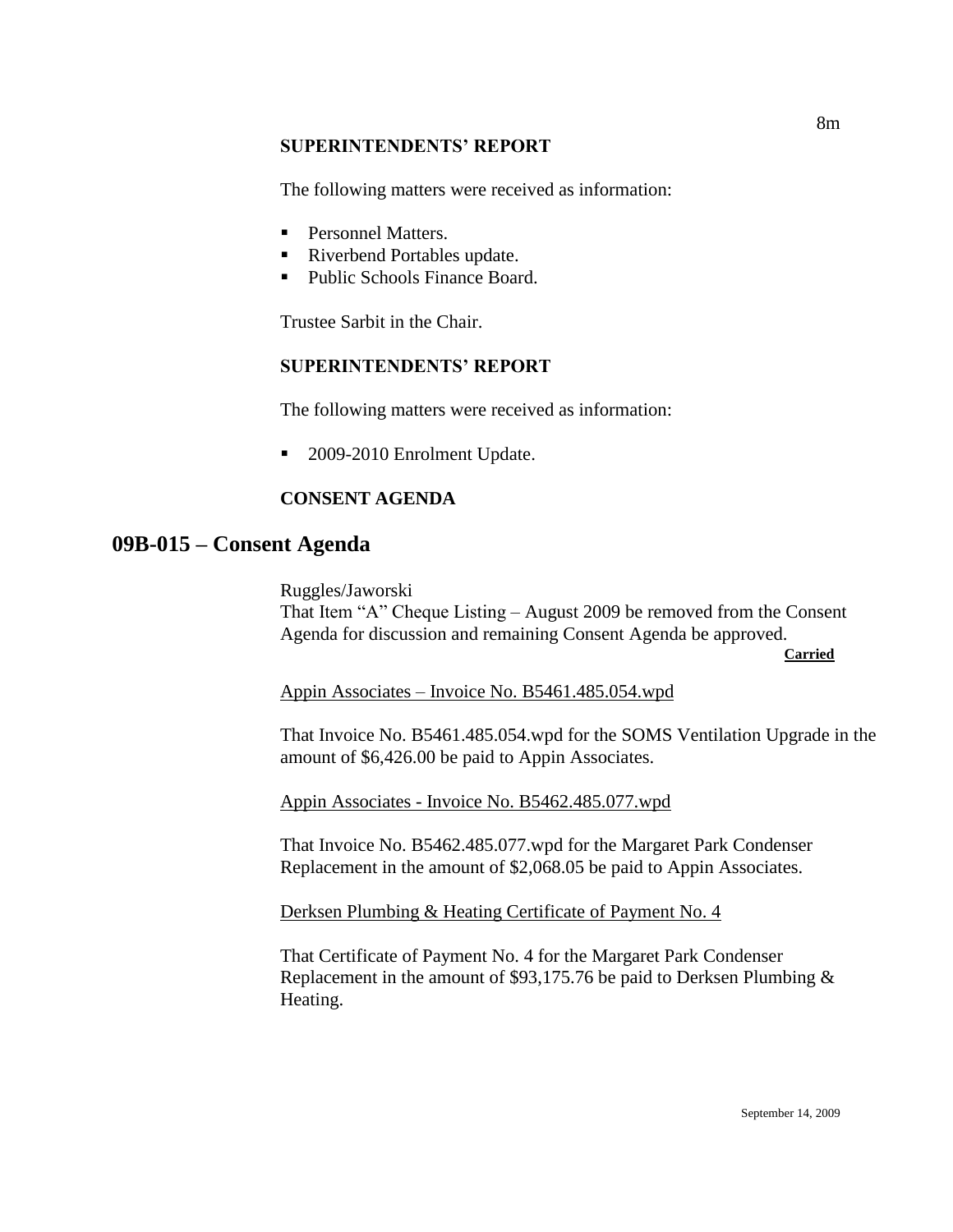**SUPERINTENDENTS' REPORT**

The following matters were received as information:

- Personnel Matters.
- Riverbend Portables update.
- Public Schools Finance Board.

Trustee Sarbit in the Chair.

**SUPERINTENDENTS' REPORT**

The following matters were received as information:

- 2009-2010 Enrolment Update.

**CONSENT AGENDA**

## 09B-015 – Consent Agenda

Ruggles/Jaworski
That Item "A" Cheque Listing – August 2009 be removed from the Consent Agenda for discussion and remaining Consent Agenda be approved.

**Carried**

Appin Associates – Invoice No. B5461.485.054.wpd

That Invoice No. B5461.485.054.wpd for the SOMS Ventilation Upgrade in the amount of $6,426.00 be paid to Appin Associates.

Appin Associates - Invoice No. B5462.485.077.wpd

That Invoice No. B5462.485.077.wpd for the Margaret Park Condenser Replacement in the amount of $2,068.05 be paid to Appin Associates.

Derksen Plumbing & Heating Certificate of Payment No. 4

That Certificate of Payment No. 4 for the Margaret Park Condenser Replacement in the amount of $93,175.76 be paid to Derksen Plumbing & Heating.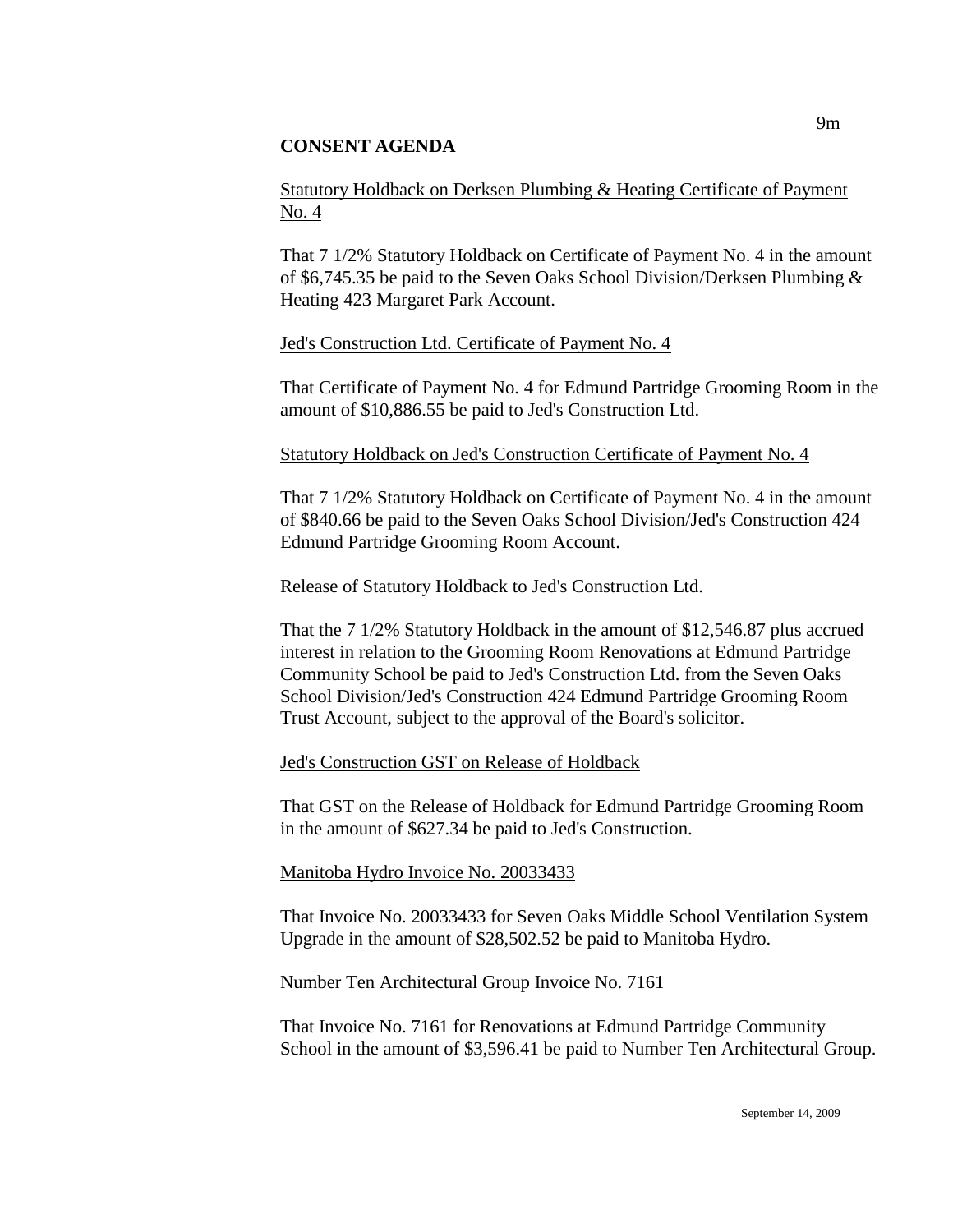## CONSENT AGENDA

Statutory Holdback on Derksen Plumbing & Heating Certificate of Payment No. 4

That 7 1/2% Statutory Holdback on Certificate of Payment No. 4 in the amount of $6,745.35 be paid to the Seven Oaks School Division/Derksen Plumbing & Heating 423 Margaret Park Account.

Jed's Construction Ltd. Certificate of Payment No. 4

That Certificate of Payment No. 4 for Edmund Partridge Grooming Room in the amount of $10,886.55 be paid to Jed's Construction Ltd.

Statutory Holdback on Jed's Construction Certificate of Payment No. 4

That 7 1/2% Statutory Holdback on Certificate of Payment No. 4 in the amount of $840.66 be paid to the Seven Oaks School Division/Jed's Construction 424 Edmund Partridge Grooming Room Account.

Release of Statutory Holdback to Jed's Construction Ltd.

That the 7 1/2% Statutory Holdback in the amount of $12,546.87 plus accrued interest in relation to the Grooming Room Renovations at Edmund Partridge Community School be paid to Jed's Construction Ltd. from the Seven Oaks School Division/Jed's Construction 424 Edmund Partridge Grooming Room Trust Account, subject to the approval of the Board's solicitor.

Jed's Construction GST on Release of Holdback

That GST on the Release of Holdback for Edmund Partridge Grooming Room in the amount of $627.34 be paid to Jed's Construction.

Manitoba Hydro Invoice No. 20033433

That Invoice No. 20033433 for Seven Oaks Middle School Ventilation System Upgrade in the amount of $28,502.52 be paid to Manitoba Hydro.

Number Ten Architectural Group Invoice No. 7161

That Invoice No. 7161 for Renovations at Edmund Partridge Community School in the amount of $3,596.41 be paid to Number Ten Architectural Group.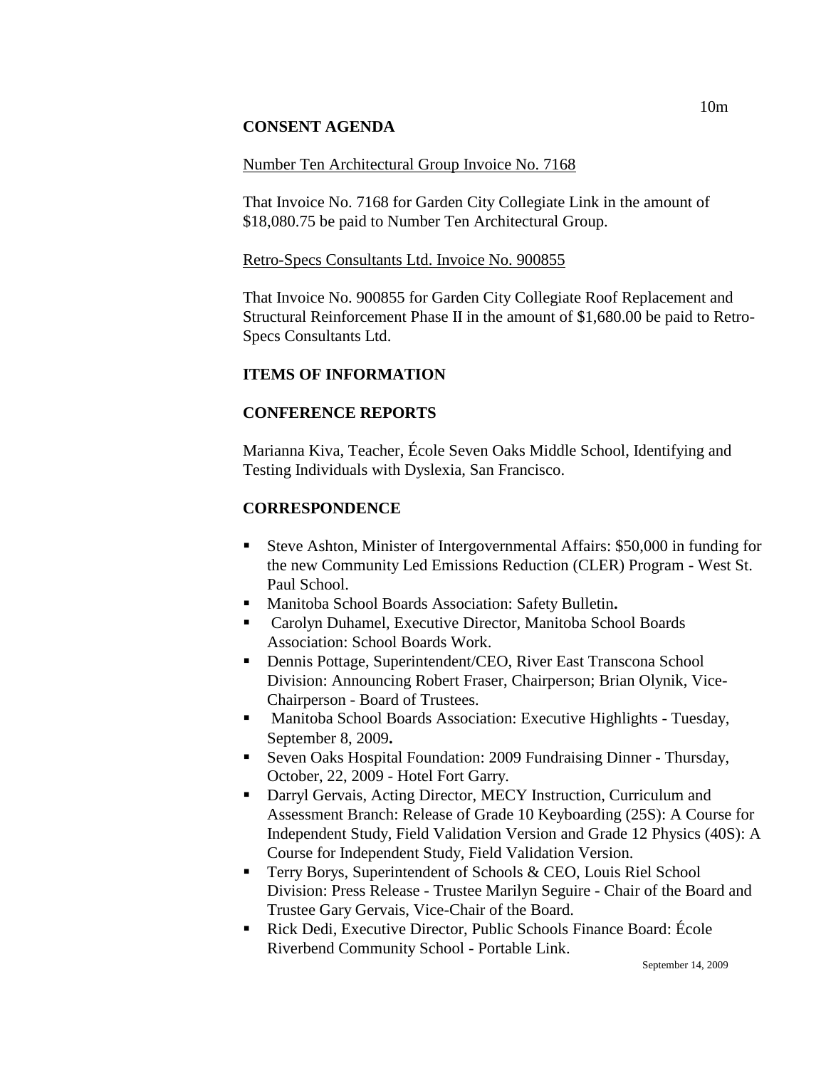## CONSENT AGENDA

Number Ten Architectural Group Invoice No. 7168

That Invoice No. 7168 for Garden City Collegiate Link in the amount of $18,080.75 be paid to Number Ten Architectural Group.

Retro-Specs Consultants Ltd. Invoice No. 900855

That Invoice No. 900855 for Garden City Collegiate Roof Replacement and Structural Reinforcement Phase II in the amount of $1,680.00 be paid to Retro-Specs Consultants Ltd.

## ITEMS OF INFORMATION

## CONFERENCE REPORTS

Marianna Kiva, Teacher, École Seven Oaks Middle School, Identifying and Testing Individuals with Dyslexia, San Francisco.

## CORRESPONDENCE

- Steve Ashton, Minister of Intergovernmental Affairs: $50,000 in funding for the new Community Led Emissions Reduction (CLER) Program - West St. Paul School.
- Manitoba School Boards Association: Safety Bulletin**.**
- Carolyn Duhamel, Executive Director, Manitoba School Boards Association: School Boards Work.
- Dennis Pottage, Superintendent/CEO, River East Transcona School Division: Announcing Robert Fraser, Chairperson; Brian Olynik, Vice-Chairperson - Board of Trustees.
- Manitoba School Boards Association: Executive Highlights - Tuesday, September 8, 2009**.**
- Seven Oaks Hospital Foundation: 2009 Fundraising Dinner - Thursday, October, 22, 2009 - Hotel Fort Garry.
- Darryl Gervais, Acting Director, MECY Instruction, Curriculum and Assessment Branch: Release of Grade 10 Keyboarding (25S): A Course for Independent Study, Field Validation Version and Grade 12 Physics (40S): A Course for Independent Study, Field Validation Version.
- Terry Borys, Superintendent of Schools & CEO, Louis Riel School Division: Press Release - Trustee Marilyn Seguire - Chair of the Board and Trustee Gary Gervais, Vice-Chair of the Board.
- Rick Dedi, Executive Director, Public Schools Finance Board: École Riverbend Community School - Portable Link.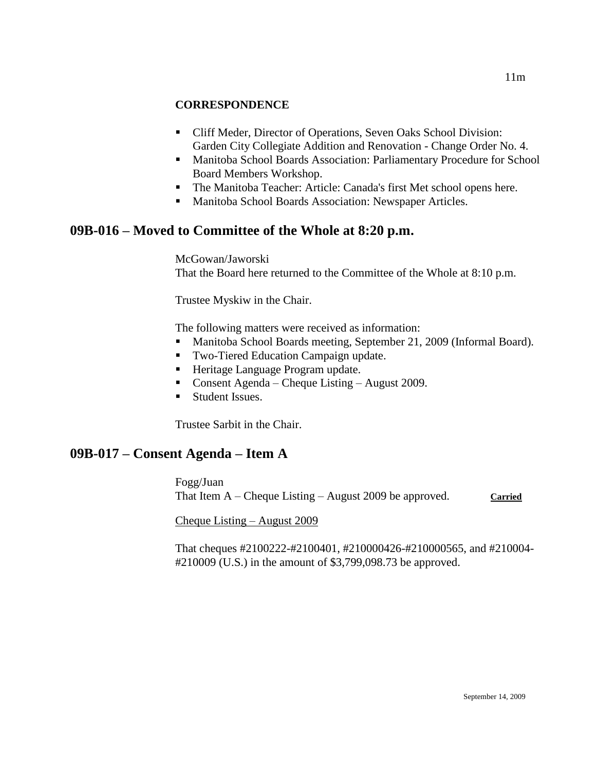**CORRESPONDENCE**

- Cliff Meder, Director of Operations, Seven Oaks School Division: Garden City Collegiate Addition and Renovation - Change Order No. 4.
- Manitoba School Boards Association: Parliamentary Procedure for School Board Members Workshop.
- The Manitoba Teacher: Article: Canada's first Met school opens here.
- Manitoba School Boards Association: Newspaper Articles.

## 09B-016 – Moved to Committee of the Whole at 8:20 p.m.

McGowan/Jaworski
That the Board here returned to the Committee of the Whole at 8:10 p.m.

Trustee Myskiw in the Chair.

The following matters were received as information:

- Manitoba School Boards meeting, September 21, 2009 (Informal Board).
- Two-Tiered Education Campaign update.
- Heritage Language Program update.
- Consent Agenda – Cheque Listing – August 2009.
- Student Issues.

Trustee Sarbit in the Chair.

## 09B-017 – Consent Agenda – Item A

Fogg/Juan
That Item A – Cheque Listing – August 2009 be approved. **Carried**

Cheque Listing – August 2009

That cheques #2100222-#2100401, #210000426-#210000565, and #210004-#210009 (U.S.) in the amount of $3,799,098.73 be approved.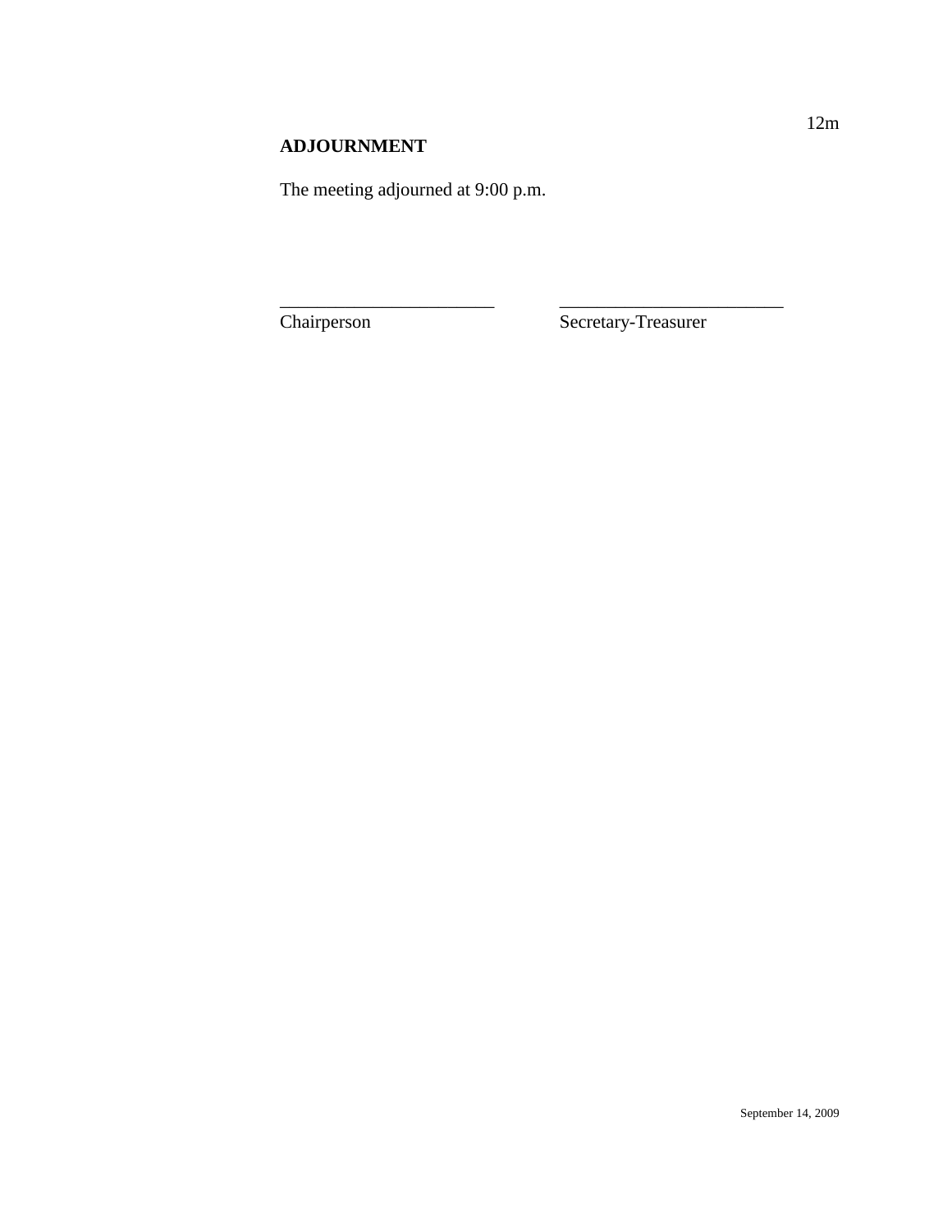**ADJOURNMENT**

The meeting adjourned at 9:00 p.m.

_______________________ _________________________

Chairperson Secretary-Treasurer